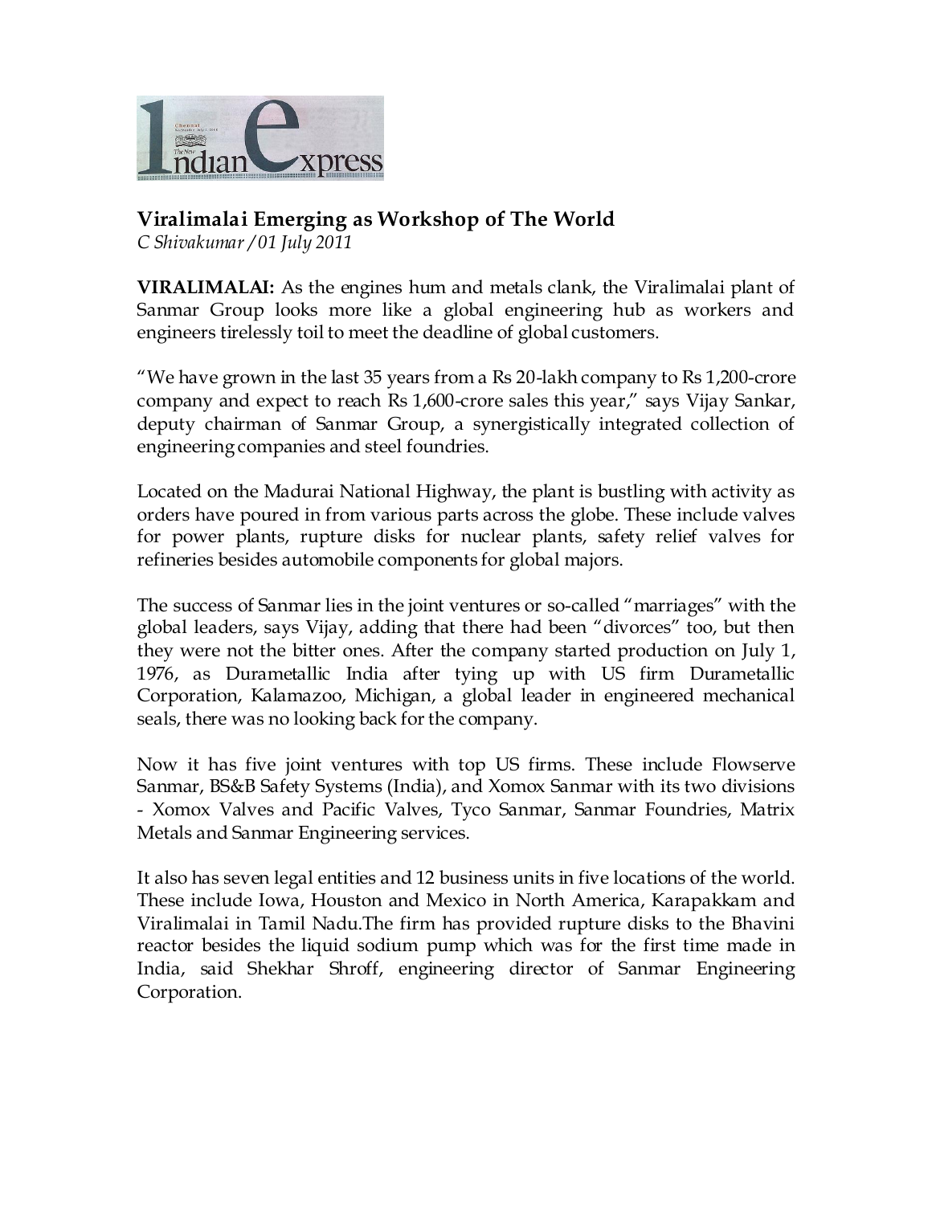# Viralimalai Emerging as Workshop of The World

*C Shivakumar / 01 July 2011*

**VIRALIMALAI:** As the engines hum and metals clank, the Viralimalai plant of Sanmar Group looks more like a global engineering hub as workers and engineers tirelessly toil to meet the deadline of global customers.

"We have grown in the last 35 years from a Rs 20-lakh company to Rs 1,200-crore company and expect to reach Rs 1,600-crore sales this year," says Vijay Sankar, deputy chairman of Sanmar Group, a synergistically integrated collection of engineering companies and steel foundries.

Located on the Madurai National Highway, the plant is bustling with activity as orders have poured in from various parts across the globe. These include valves for power plants, rupture disks for nuclear plants, safety relief valves for refineries besides automobile components for global majors.

The success of Sanmar lies in the joint ventures or so-called "marriages" with the global leaders, says Vijay, adding that there had been "divorces" too, but then they were not the bitter ones. After the company started production on July 1, 1976, as Durametallic India after tying up with US firm Durametallic Corporation, Kalamazoo, Michigan, a global leader in engineered mechanical seals, there was no looking back for the company.

Now it has five joint ventures with top US firms. These include Flowserve Sanmar, BS&B Safety Systems (India), and Xomox Sanmar with its two divisions - Xomox Valves and Pacific Valves, Tyco Sanmar, Sanmar Foundries, Matrix Metals and Sanmar Engineering services.

It also has seven legal entities and 12 business units in five locations of the world. These include Iowa, Houston and Mexico in North America, Karapakkam and Viralimalai in Tamil Nadu.The firm has provided rupture disks to the Bhavini reactor besides the liquid sodium pump which was for the first time made in India, said Shekhar Shroff, engineering director of Sanmar Engineering Corporation.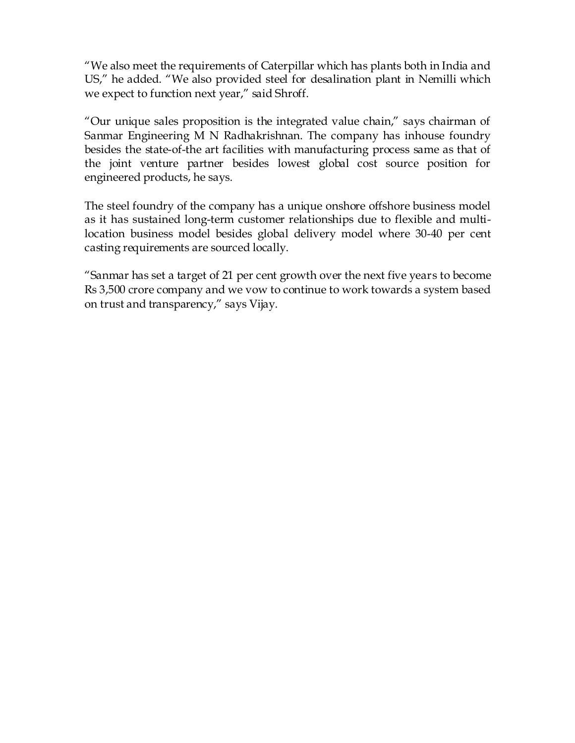"We also meet the requirements of Caterpillar which has plants both in India and US," he added. "We also provided steel for desalination plant in Nemilli which we expect to function next year," said Shroff.

"Our unique sales proposition is the integrated value chain," says chairman of Sanmar Engineering M N Radhakrishnan. The company has inhouse foundry besides the state-of-the art facilities with manufacturing process same as that of the joint venture partner besides lowest global cost source position for engineered products, he says.

The steel foundry of the company has a unique onshore offshore business model as it has sustained long-term customer relationships due to flexible and multi-location business model besides global delivery model where 30-40 per cent casting requirements are sourced locally.

"Sanmar has set a target of 21 per cent growth over the next five years to become Rs 3,500 crore company and we vow to continue to work towards a system based on trust and transparency," says Vijay.